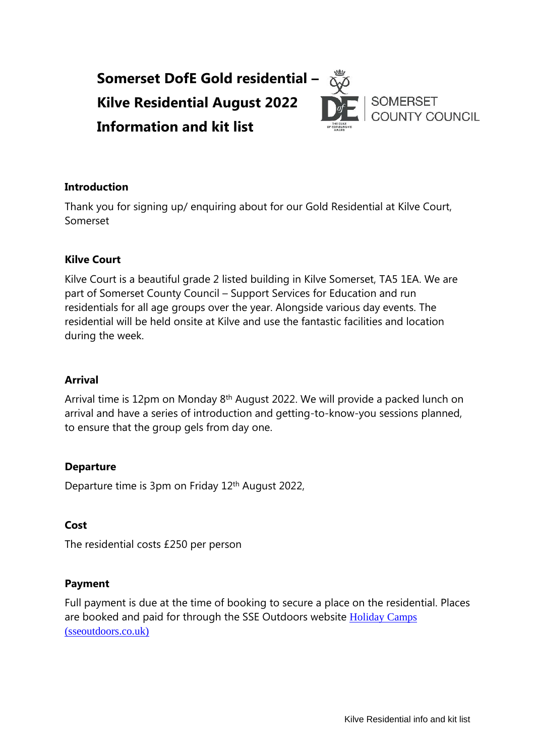# Somerset DofE Gold residential – Kilve Residential August 2022 Information and kit list

SOMERSET COUNTY COUNCIL

## Introduction

Thank you for signing up/ enquiring about for our Gold Residential at Kilve Court, Somerset

## Kilve Court

Kilve Court is a beautiful grade 2 listed building in Kilve Somerset, TA5 1EA. We are part of Somerset County Council – Support Services for Education and run residentials for all age groups over the year. Alongside various day events. The residential will be held onsite at Kilve and use the fantastic facilities and location during the week.

## Arrival

Arrival time is 12pm on Monday 8th August 2022. We will provide a packed lunch on arrival and have a series of introduction and getting-to-know-you sessions planned, to ensure that the group gels from day one.

## Departure

Departure time is 3pm on Friday 12th August 2022,

## Cost

The residential costs £250 per person

## Payment

Full payment is due at the time of booking to secure a place on the residential. Places are booked and paid for through the SSE Outdoors website Holiday Camps (sseoutdoors.co.uk)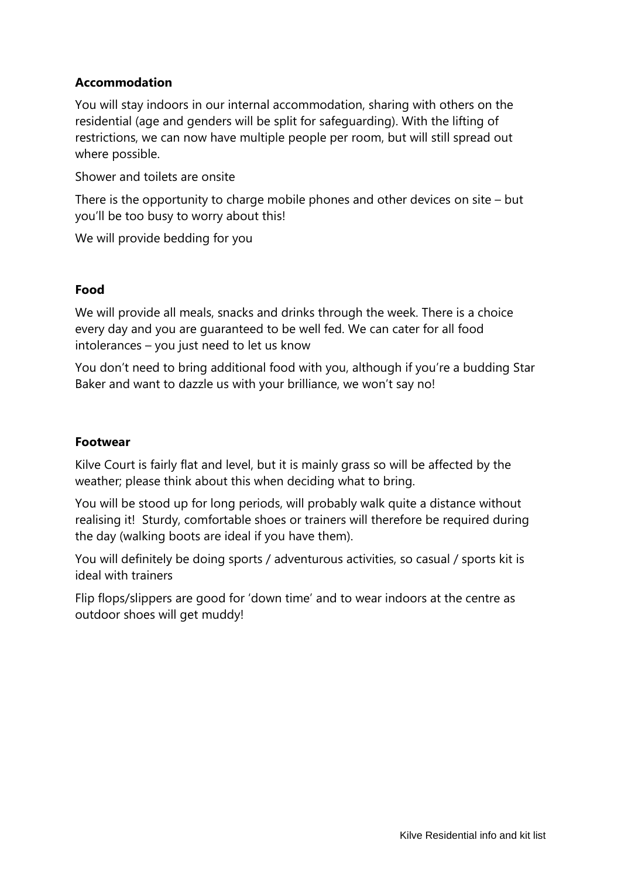**Accommodation**

You will stay indoors in our internal accommodation, sharing with others on the residential (age and genders will be split for safeguarding). With the lifting of restrictions, we can now have multiple people per room, but will still spread out where possible.

Shower and toilets are onsite

There is the opportunity to charge mobile phones and other devices on site – but you'll be too busy to worry about this!

We will provide bedding for you

**Food**

We will provide all meals, snacks and drinks through the week. There is a choice every day and you are guaranteed to be well fed. We can cater for all food intolerances – you just need to let us know

You don't need to bring additional food with you, although if you're a budding Star Baker and want to dazzle us with your brilliance, we won't say no!

**Footwear**

Kilve Court is fairly flat and level, but it is mainly grass so will be affected by the weather; please think about this when deciding what to bring.

You will be stood up for long periods, will probably walk quite a distance without realising it! Sturdy, comfortable shoes or trainers will therefore be required during the day (walking boots are ideal if you have them).

You will definitely be doing sports / adventurous activities, so casual / sports kit is ideal with trainers

Flip flops/slippers are good for 'down time' and to wear indoors at the centre as outdoor shoes will get muddy!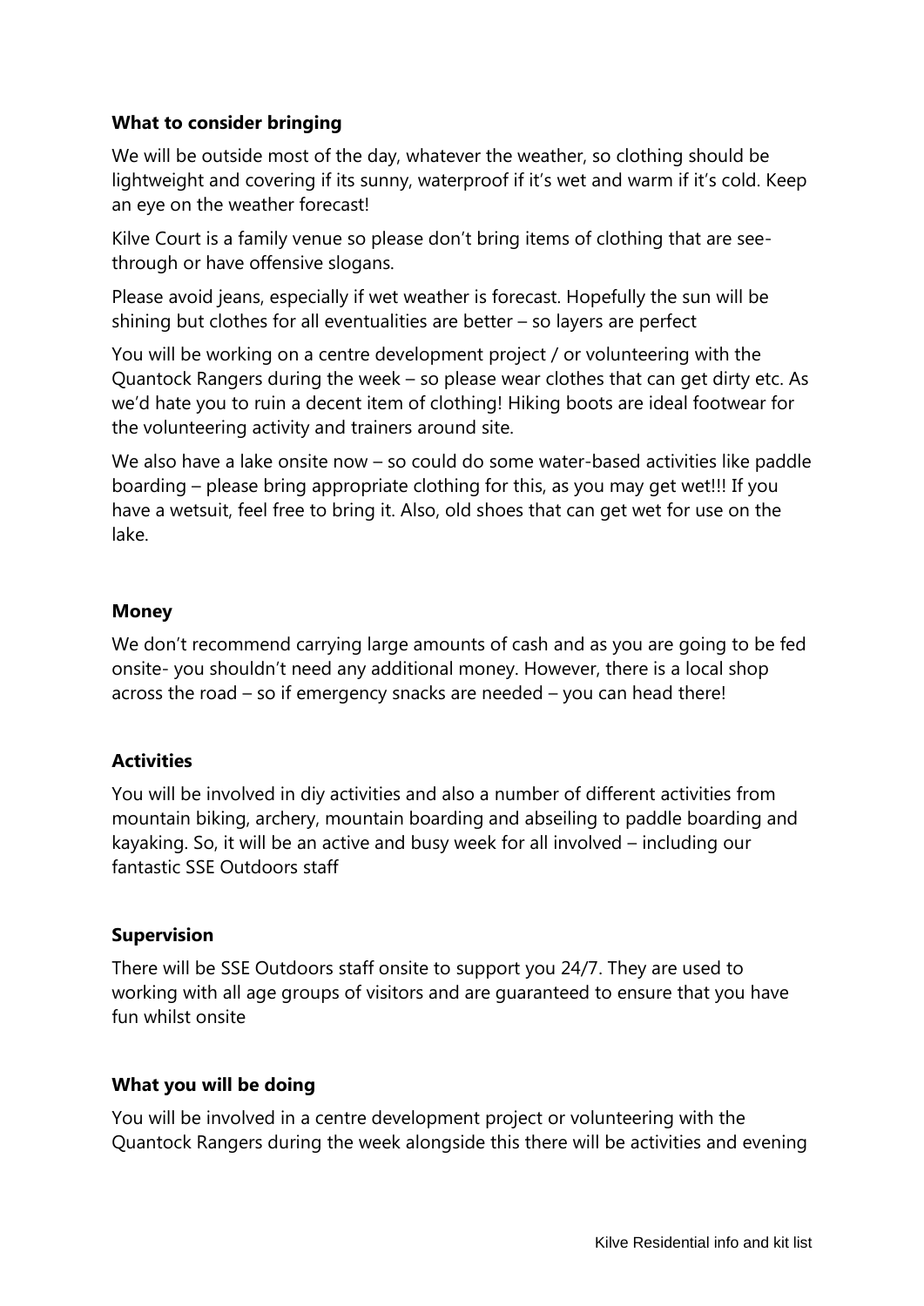**What to consider bringing**

We will be outside most of the day, whatever the weather, so clothing should be lightweight and covering if its sunny, waterproof if it's wet and warm if it's cold. Keep an eye on the weather forecast!

Kilve Court is a family venue so please don't bring items of clothing that are see-through or have offensive slogans.

Please avoid jeans, especially if wet weather is forecast. Hopefully the sun will be shining but clothes for all eventualities are better – so layers are perfect

You will be working on a centre development project / or volunteering with the Quantock Rangers during the week – so please wear clothes that can get dirty etc. As we'd hate you to ruin a decent item of clothing! Hiking boots are ideal footwear for the volunteering activity and trainers around site.

We also have a lake onsite now – so could do some water-based activities like paddle boarding – please bring appropriate clothing for this, as you may get wet!!! If you have a wetsuit, feel free to bring it. Also, old shoes that can get wet for use on the lake.

**Money**

We don't recommend carrying large amounts of cash and as you are going to be fed onsite- you shouldn't need any additional money. However, there is a local shop across the road – so if emergency snacks are needed – you can head there!

**Activities**

You will be involved in diy activities and also a number of different activities from mountain biking, archery, mountain boarding and abseiling to paddle boarding and kayaking. So, it will be an active and busy week for all involved – including our fantastic SSE Outdoors staff

**Supervision**

There will be SSE Outdoors staff onsite to support you 24/7. They are used to working with all age groups of visitors and are guaranteed to ensure that you have fun whilst onsite

**What you will be doing**

You will be involved in a centre development project or volunteering with the Quantock Rangers during the week alongside this there will be activities and evening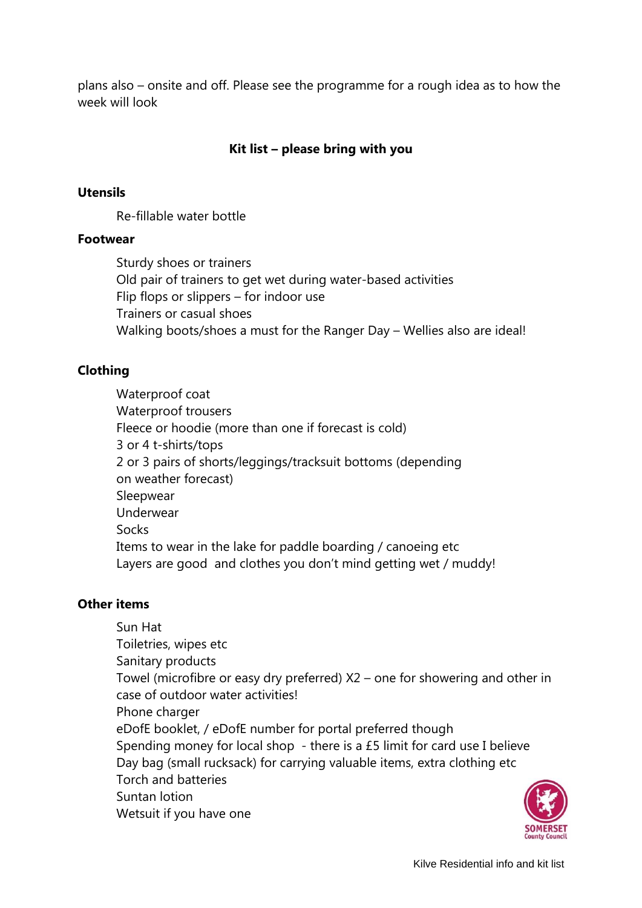plans also – onsite and off. Please see the programme for a rough idea as to how the week will look

## Kit list – please bring with you

### Utensils

Re-fillable water bottle

### Footwear

Sturdy shoes or trainers
Old pair of trainers to get wet during water-based activities
Flip flops or slippers – for indoor use
Trainers or casual shoes
Walking boots/shoes a must for the Ranger Day – Wellies also are ideal!

### Clothing

Waterproof coat
Waterproof trousers
Fleece or hoodie (more than one if forecast is cold)
3 or 4 t-shirts/tops
2 or 3 pairs of shorts/leggings/tracksuit bottoms (depending on weather forecast)
Sleepwear
Underwear
Socks
Items to wear in the lake for paddle boarding / canoeing etc
Layers are good and clothes you don't mind getting wet / muddy!

### Other items

Sun Hat
Toiletries, wipes etc
Sanitary products
Towel (microfibre or easy dry preferred) X2 – one for showering and other in case of outdoor water activities!
Phone charger
eDofE booklet, / eDofE number for portal preferred though
Spending money for local shop - there is a £5 limit for card use I believe
Day bag (small rucksack) for carrying valuable items, extra clothing etc
Torch and batteries
Suntan lotion
Wetsuit if you have one